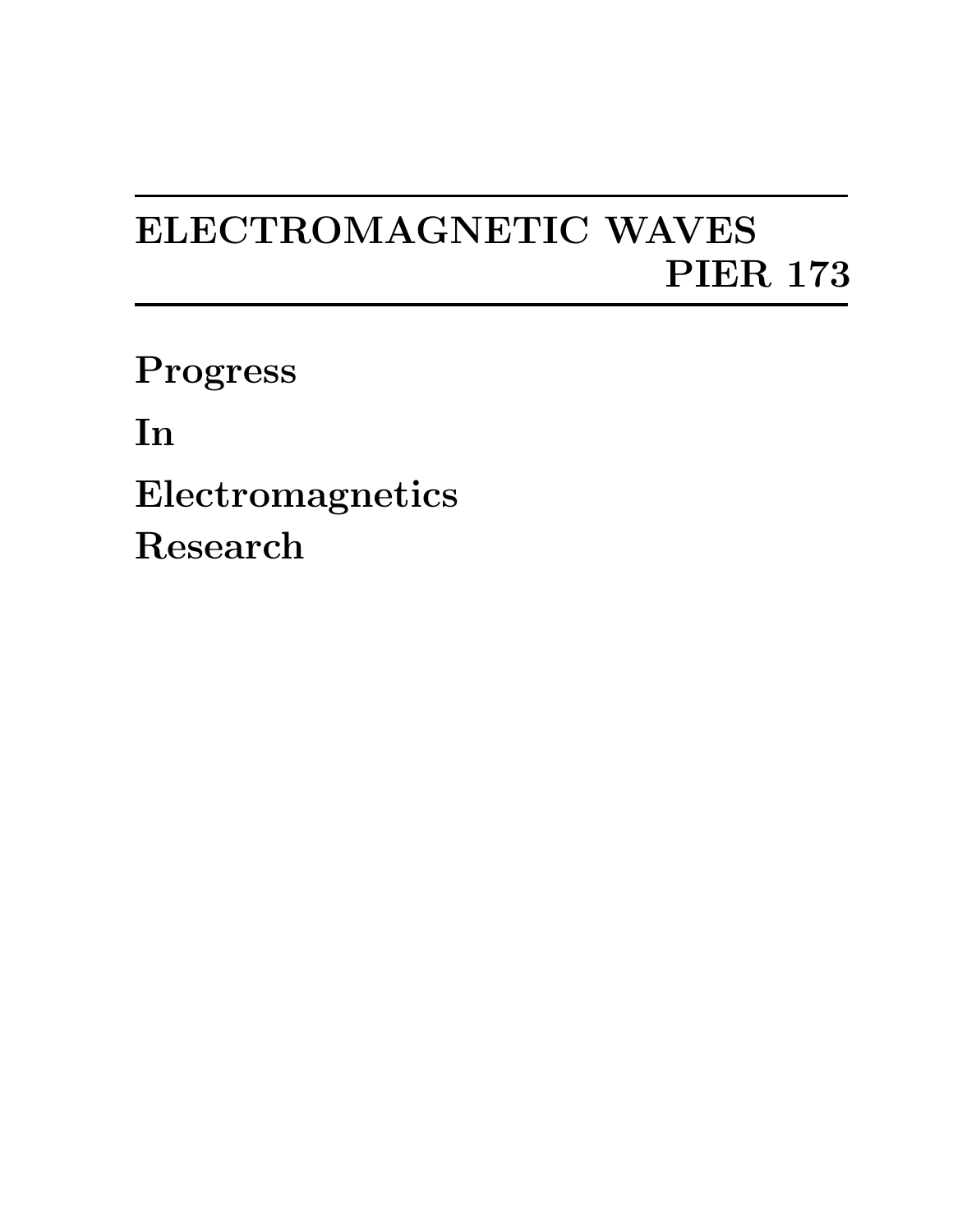# ELECTROMAGNETIC WAVES
# PIER 173

**Progress**

**In**

**Electromagnetics**

**Research**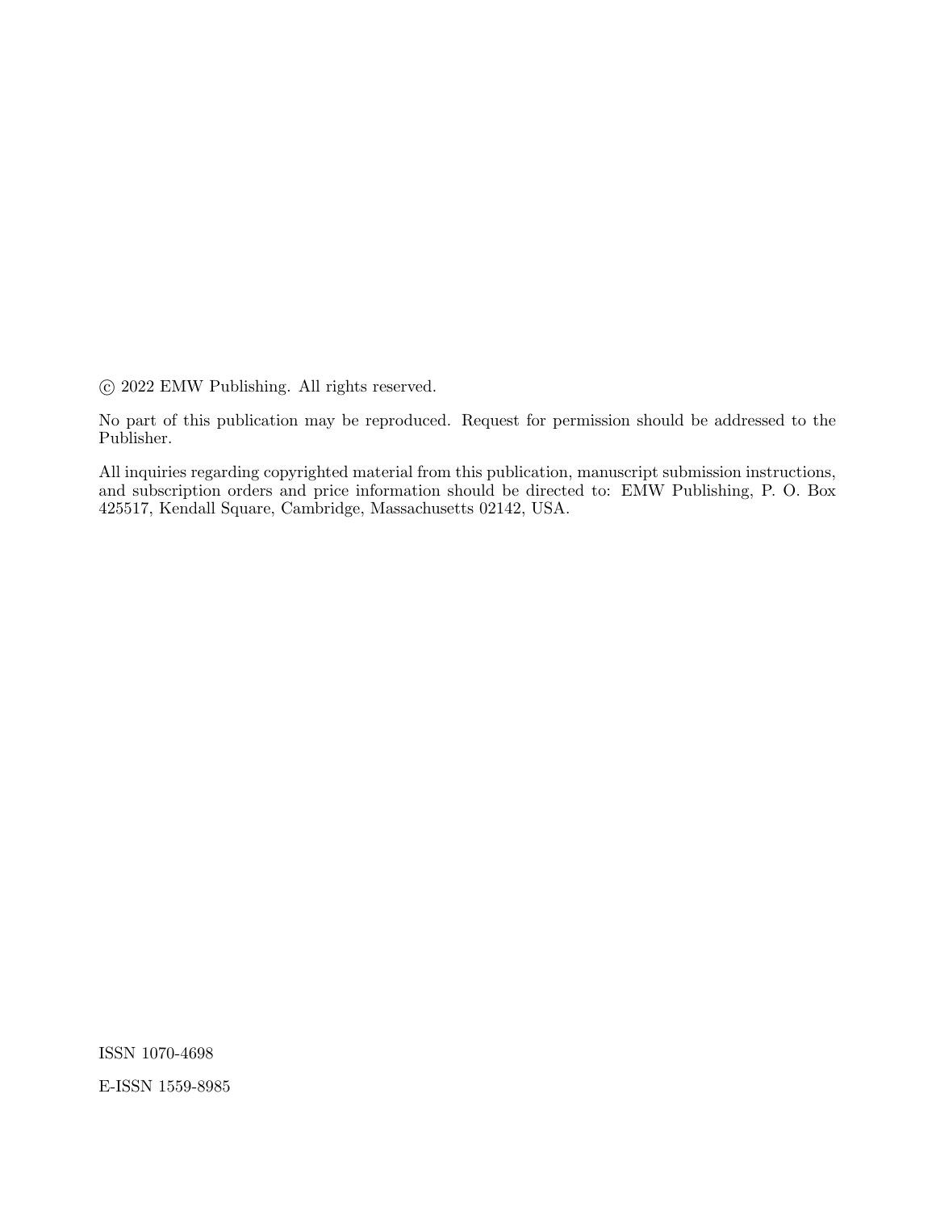© 2022 EMW Publishing. All rights reserved.

No part of this publication may be reproduced. Request for permission should be addressed to the Publisher.

All inquiries regarding copyrighted material from this publication, manuscript submission instructions, and subscription orders and price information should be directed to: EMW Publishing, P. O. Box 425517, Kendall Square, Cambridge, Massachusetts 02142, USA.

ISSN 1070-4698

E-ISSN 1559-8985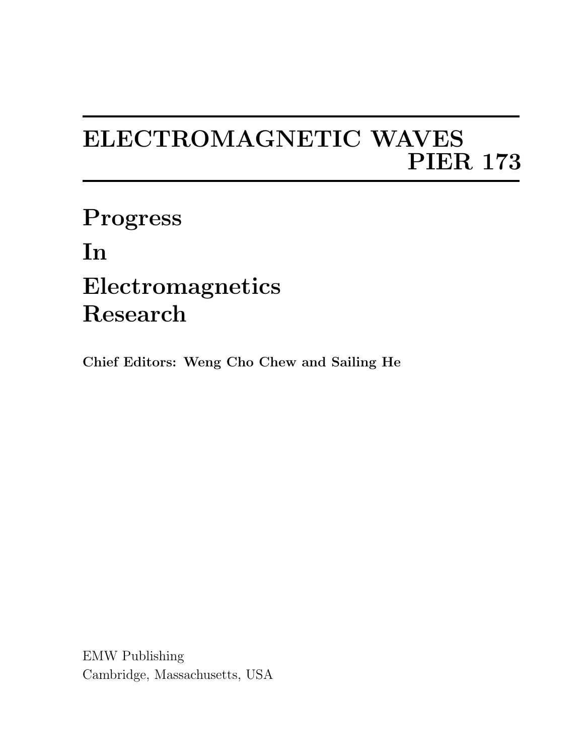# ELECTROMAGNETIC WAVES

## PIER 173

# Progress

# In

# Electromagnetics

# Research

**Chief Editors: Weng Cho Chew and Sailing He**

EMW Publishing
Cambridge, Massachusetts, USA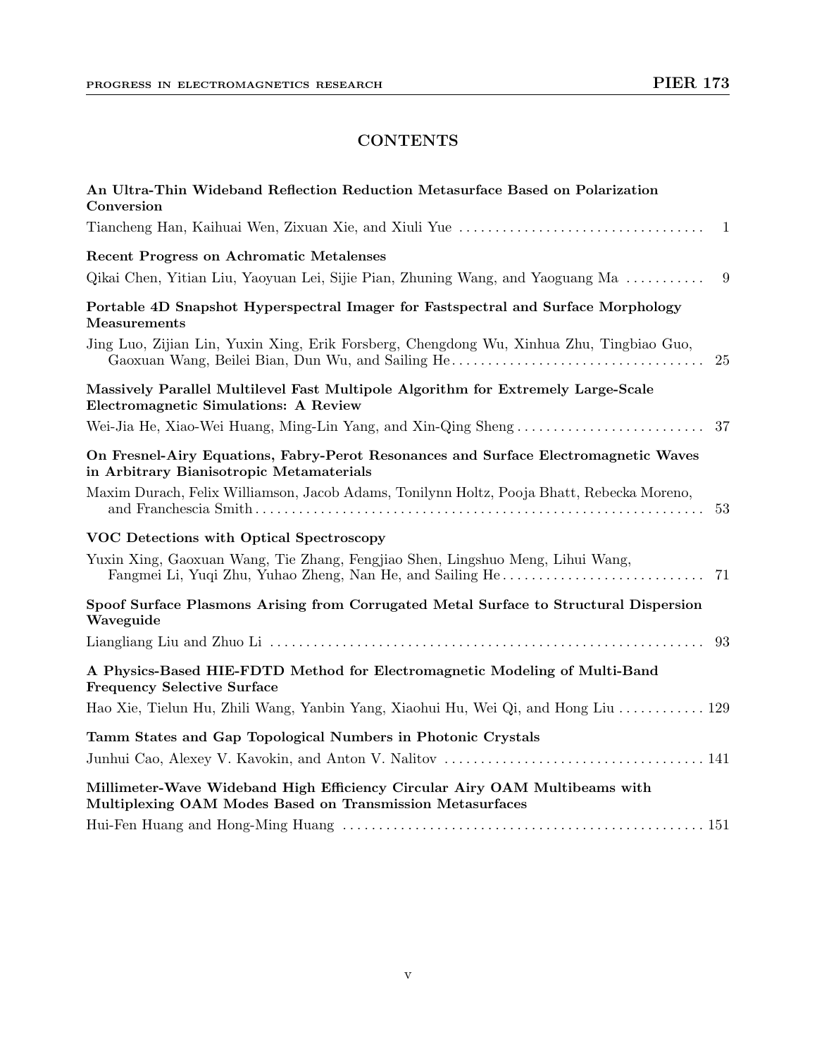# CONTENTS

**An Ultra-Thin Wideband Reflection Reduction Metasurface Based on Polarization Conversion**

Tiancheng Han, Kaihuai Wen, Zixuan Xie, and Xiuli Yue . . . . . . . . . . . . . . . . . . . . . . . . . . . . . . . . . . 1

**Recent Progress on Achromatic Metalenses**

Qikai Chen, Yitian Liu, Yaoyuan Lei, Sijie Pian, Zhuning Wang, and Yaoguang Ma . . . . . . . . . . . 9

**Portable 4D Snapshot Hyperspectral Imager for Fastspectral and Surface Morphology Measurements**

Jing Luo, Zijian Lin, Yuxin Xing, Erik Forsberg, Chengdong Wu, Xinhua Zhu, Tingbiao Guo, Gaoxuan Wang, Beilei Bian, Dun Wu, and Sailing He . . . . . . . . . . . . . . . . . . . . . . . . . . . . . . . . . . . 25

**Massively Parallel Multilevel Fast Multipole Algorithm for Extremely Large-Scale Electromagnetic Simulations: A Review**

Wei-Jia He, Xiao-Wei Huang, Ming-Lin Yang, and Xin-Qing Sheng . . . . . . . . . . . . . . . . . . . . . . . . . . 37

**On Fresnel-Airy Equations, Fabry-Perot Resonances and Surface Electromagnetic Waves in Arbitrary Bianisotropic Metamaterials**

Maxim Durach, Felix Williamson, Jacob Adams, Tonilynn Holtz, Pooja Bhatt, Rebecka Moreno, and Franchescia Smith . . . . . . . . . . . . . . . . . . . . . . . . . . . . . . . . . . . . . . . . . . . . . . . . . . . . . . . . . . . . . . . 53

**VOC Detections with Optical Spectroscopy**

Yuxin Xing, Gaoxuan Wang, Tie Zhang, Fengjiao Shen, Lingshuo Meng, Lihui Wang, Fangmei Li, Yuqi Zhu, Yuhao Zheng, Nan He, and Sailing He . . . . . . . . . . . . . . . . . . . . . . . . . . . . 71

**Spoof Surface Plasmons Arising from Corrugated Metal Surface to Structural Dispersion Waveguide**

Liangliang Liu and Zhuo Li . . . . . . . . . . . . . . . . . . . . . . . . . . . . . . . . . . . . . . . . . . . . . . . . . . . . . . . . . . . . 93

**A Physics-Based HIE-FDTD Method for Electromagnetic Modeling of Multi-Band Frequency Selective Surface**

Hao Xie, Tielun Hu, Zhili Wang, Yanbin Yang, Xiaohui Hu, Wei Qi, and Hong Liu . . . . . . . . . . . . 129

**Tamm States and Gap Topological Numbers in Photonic Crystals**

Junhui Cao, Alexey V. Kavokin, and Anton V. Nalitov . . . . . . . . . . . . . . . . . . . . . . . . . . . . . . . . . . . . 141

**Millimeter-Wave Wideband High Efficiency Circular Airy OAM Multibeams with Multiplexing OAM Modes Based on Transmission Metasurfaces**

Hui-Fen Huang and Hong-Ming Huang . . . . . . . . . . . . . . . . . . . . . . . . . . . . . . . . . . . . . . . . . . . . . . . . . . . 151